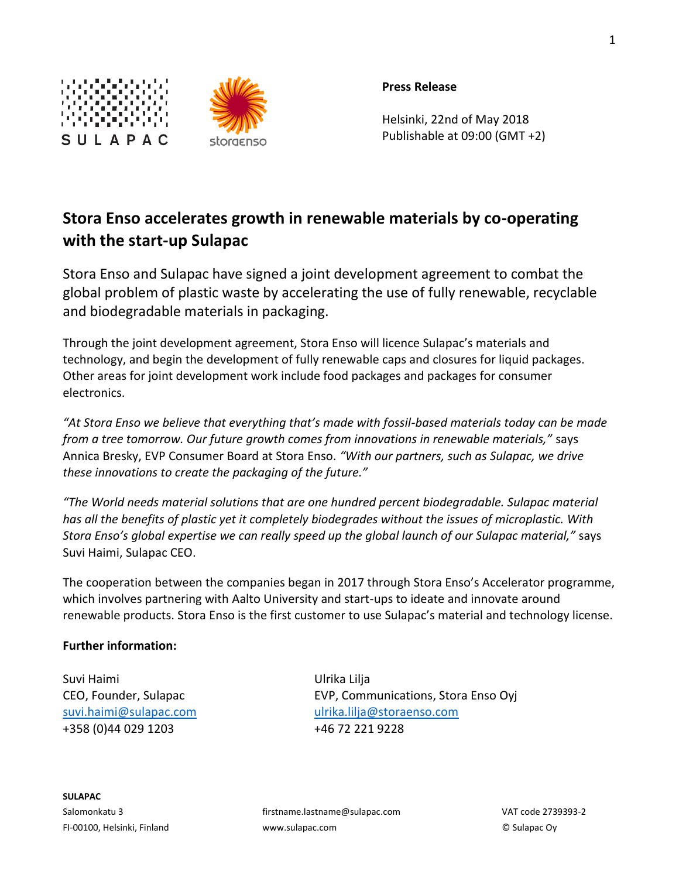**Press Release**

Helsinki, 22nd of May 2018
Publishable at 09:00 (GMT +2)

# Stora Enso accelerates growth in renewable materials by co-operating with the start-up Sulapac

Stora Enso and Sulapac have signed a joint development agreement to combat the global problem of plastic waste by accelerating the use of fully renewable, recyclable and biodegradable materials in packaging.

Through the joint development agreement, Stora Enso will licence Sulapac's materials and technology, and begin the development of fully renewable caps and closures for liquid packages. Other areas for joint development work include food packages and packages for consumer electronics.

*"At Stora Enso we believe that everything that's made with fossil-based materials today can be made from a tree tomorrow. Our future growth comes from innovations in renewable materials,"* says Annica Bresky, EVP Consumer Board at Stora Enso. *"With our partners, such as Sulapac, we drive these innovations to create the packaging of the future."*

*"The World needs material solutions that are one hundred percent biodegradable. Sulapac material has all the benefits of plastic yet it completely biodegrades without the issues of microplastic. With Stora Enso's global expertise we can really speed up the global launch of our Sulapac material,"* says Suvi Haimi, Sulapac CEO.

The cooperation between the companies began in 2017 through Stora Enso's Accelerator programme, which involves partnering with Aalto University and start-ups to ideate and innovate around renewable products. Stora Enso is the first customer to use Sulapac's material and technology license.

**Further information:**

Suvi Haimi
CEO, Founder, Sulapac
suvi.haimi@sulapac.com
+358 (0)44 029 1203

Ulrika Lilja
EVP, Communications, Stora Enso Oyj
ulrika.lilja@storaenso.com
+46 72 221 9228

**SULAPAC**
Salomonkatu 3
FI-00100, Helsinki, Finland

firstname.lastname@sulapac.com
www.sulapac.com

VAT code 2739393-2
© Sulapac Oy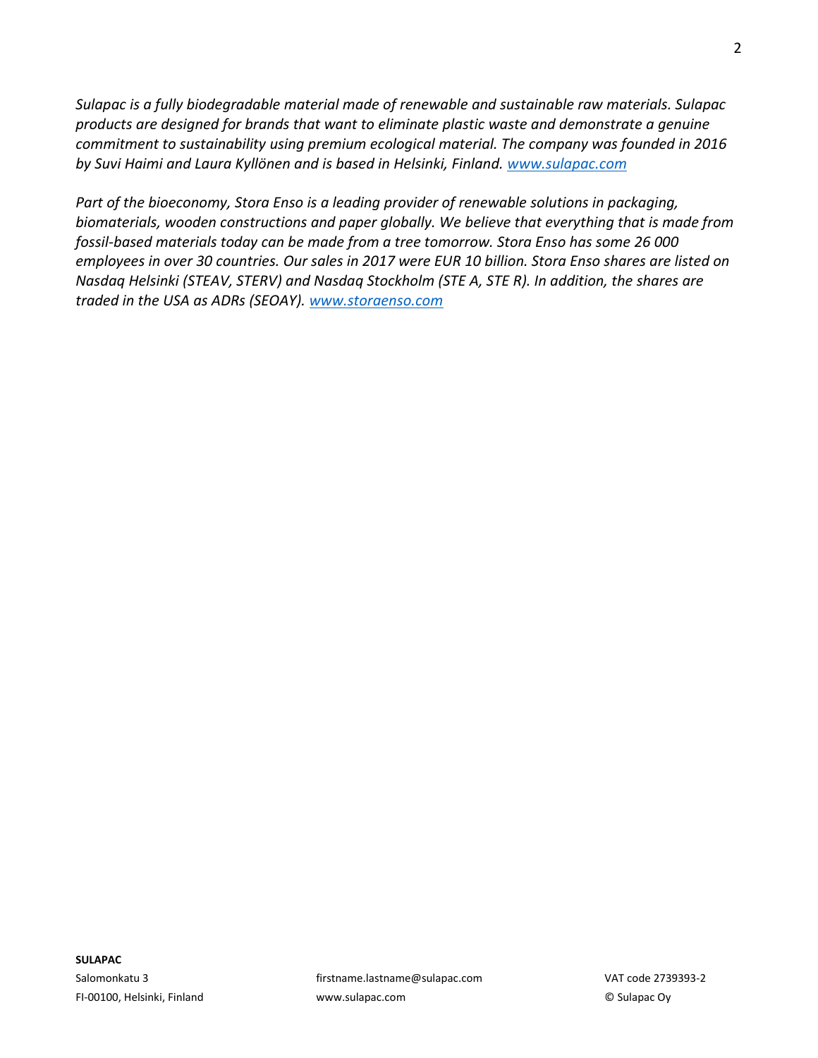*Sulapac is a fully biodegradable material made of renewable and sustainable raw materials. Sulapac products are designed for brands that want to eliminate plastic waste and demonstrate a genuine commitment to sustainability using premium ecological material. The company was founded in 2016 by Suvi Haimi and Laura Kyllönen and is based in Helsinki, Finland. [www.sulapac.com](http://www.sulapac.com)*

*Part of the bioeconomy, Stora Enso is a leading provider of renewable solutions in packaging, biomaterials, wooden constructions and paper globally. We believe that everything that is made from fossil-based materials today can be made from a tree tomorrow. Stora Enso has some 26 000 employees in over 30 countries. Our sales in 2017 were EUR 10 billion. Stora Enso shares are listed on Nasdaq Helsinki (STEAV, STERV) and Nasdaq Stockholm (STE A, STE R). In addition, the shares are traded in the USA as ADRs (SEOAY). [www.storaenso.com](http://www.storaenso.com)*

**SULAPAC**

Salomonkatu 3
FI-00100, Helsinki, Finland

firstname.lastname@sulapac.com
www.sulapac.com

VAT code 2739393-2
© Sulapac Oy